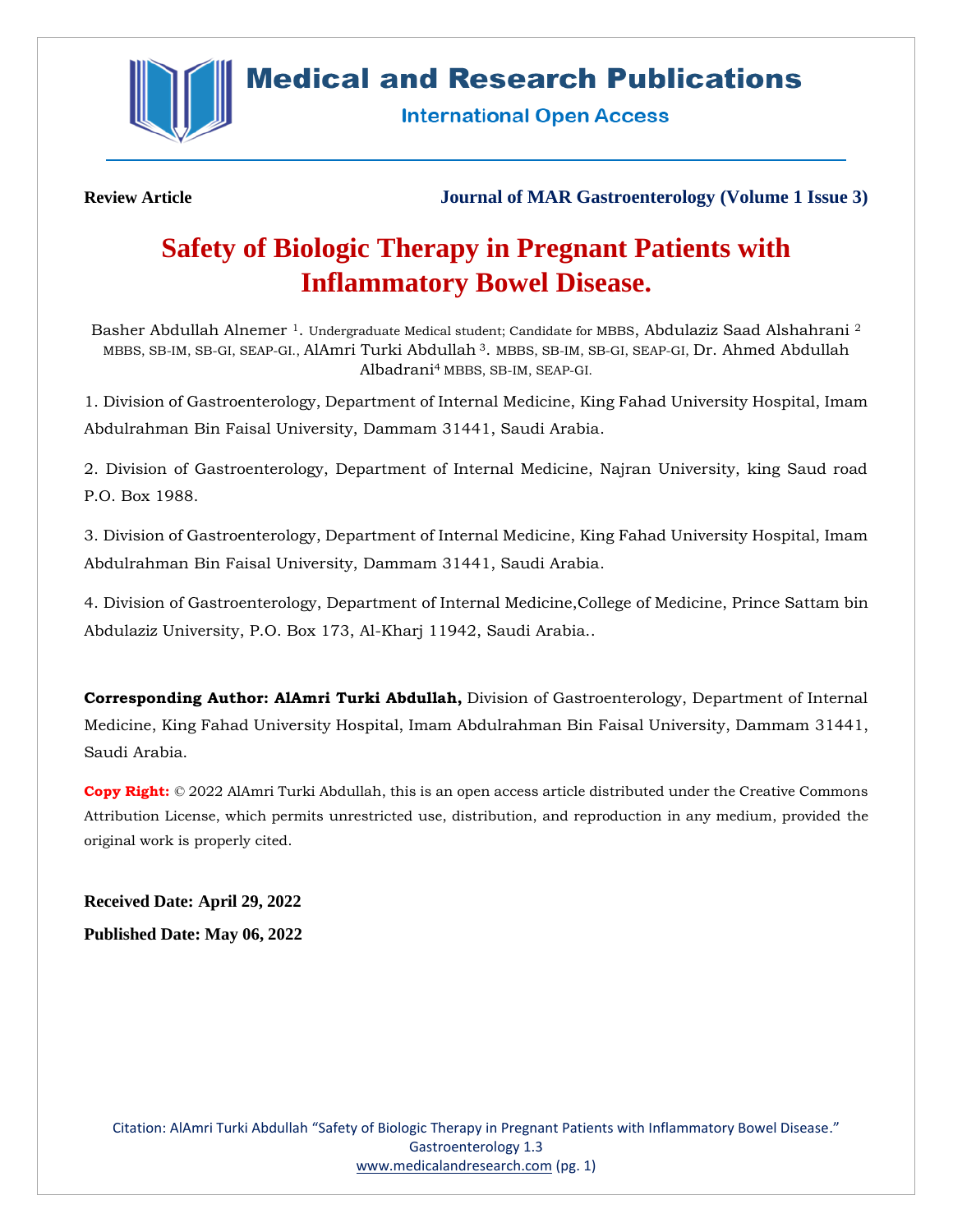**Review Article** **Journal of MAR Gastroenterology (Volume 1 Issue 3)**

# Safety of Biologic Therapy in Pregnant Patients with Inflammatory Bowel Disease.

Basher Abdullah Alnemer [1]. Undergraduate Medical student; Candidate for MBBS, Abdulaziz Saad Alshahrani [2] MBBS, SB-IM, SB-GI, SEAP-GI., AlAmri Turki Abdullah [3]. MBBS, SB-IM, SB-GI, SEAP-GI, Dr. Ahmed Abdullah Albadrani[4] MBBS, SB-IM, SEAP-GI.

1. Division of Gastroenterology, Department of Internal Medicine, King Fahad University Hospital, Imam Abdulrahman Bin Faisal University, Dammam 31441, Saudi Arabia.

2. Division of Gastroenterology, Department of Internal Medicine, Najran University, king Saud road P.O. Box 1988.

3. Division of Gastroenterology, Department of Internal Medicine, King Fahad University Hospital, Imam Abdulrahman Bin Faisal University, Dammam 31441, Saudi Arabia.

4. Division of Gastroenterology, Department of Internal Medicine,College of Medicine, Prince Sattam bin Abdulaziz University, P.O. Box 173, Al-Kharj 11942, Saudi Arabia..

**Corresponding Author: AlAmri Turki Abdullah,** Division of Gastroenterology, Department of Internal Medicine, King Fahad University Hospital, Imam Abdulrahman Bin Faisal University, Dammam 31441, Saudi Arabia.

**Copy Right:** © 2022 AlAmri Turki Abdullah, this is an open access article distributed under the Creative Commons Attribution License, which permits unrestricted use, distribution, and reproduction in any medium, provided the original work is properly cited.

**Received Date: April 29, 2022**

**Published Date: May 06, 2022**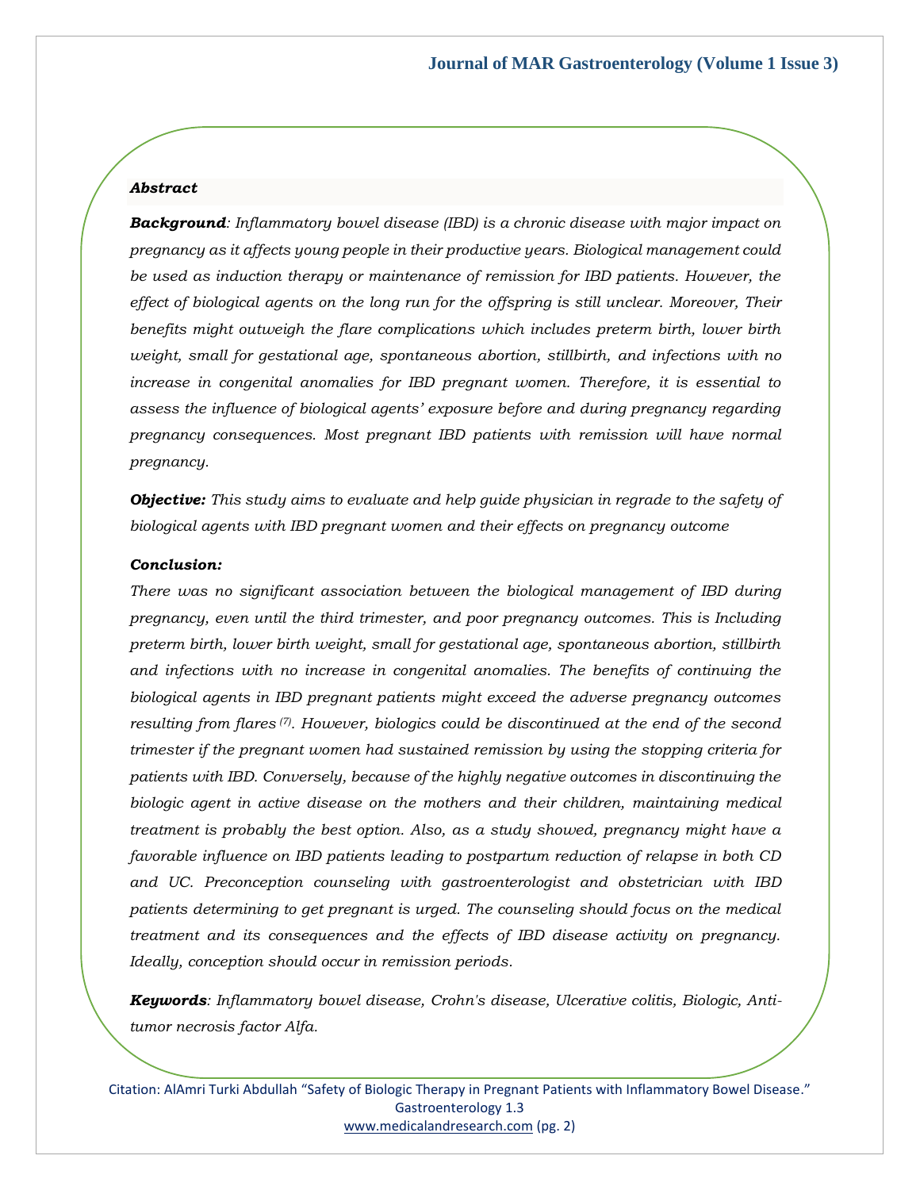***Abstract***

***Background**: Inflammatory bowel disease (IBD) is a chronic disease with major impact on pregnancy as it affects young people in their productive years. Biological management could be used as induction therapy or maintenance of remission for IBD patients. However, the effect of biological agents on the long run for the offspring is still unclear. Moreover, Their benefits might outweigh the flare complications which includes preterm birth, lower birth weight, small for gestational age, spontaneous abortion, stillbirth, and infections with no increase in congenital anomalies for IBD pregnant women. Therefore, it is essential to assess the influence of biological agents' exposure before and during pregnancy regarding pregnancy consequences. Most pregnant IBD patients with remission will have normal pregnancy.*

***Objective:** This study aims to evaluate and help guide physician in regrade to the safety of biological agents with IBD pregnant women and their effects on pregnancy outcome*

***Conclusion:***

*There was no significant association between the biological management of IBD during pregnancy, even until the third trimester, and poor pregnancy outcomes. This is Including preterm birth, lower birth weight, small for gestational age, spontaneous abortion, stillbirth and infections with no increase in congenital anomalies. The benefits of continuing the biological agents in IBD pregnant patients might exceed the adverse pregnancy outcomes resulting from flares [7]. However, biologics could be discontinued at the end of the second trimester if the pregnant women had sustained remission by using the stopping criteria for patients with IBD. Conversely, because of the highly negative outcomes in discontinuing the biologic agent in active disease on the mothers and their children, maintaining medical treatment is probably the best option. Also, as a study showed, pregnancy might have a favorable influence on IBD patients leading to postpartum reduction of relapse in both CD and UC. Preconception counseling with gastroenterologist and obstetrician with IBD patients determining to get pregnant is urged. The counseling should focus on the medical treatment and its consequences and the effects of IBD disease activity on pregnancy. Ideally, conception should occur in remission periods.*

***Keywords**: Inflammatory bowel disease, Crohn's disease, Ulcerative colitis, Biologic, Anti-tumor necrosis factor Alfa.*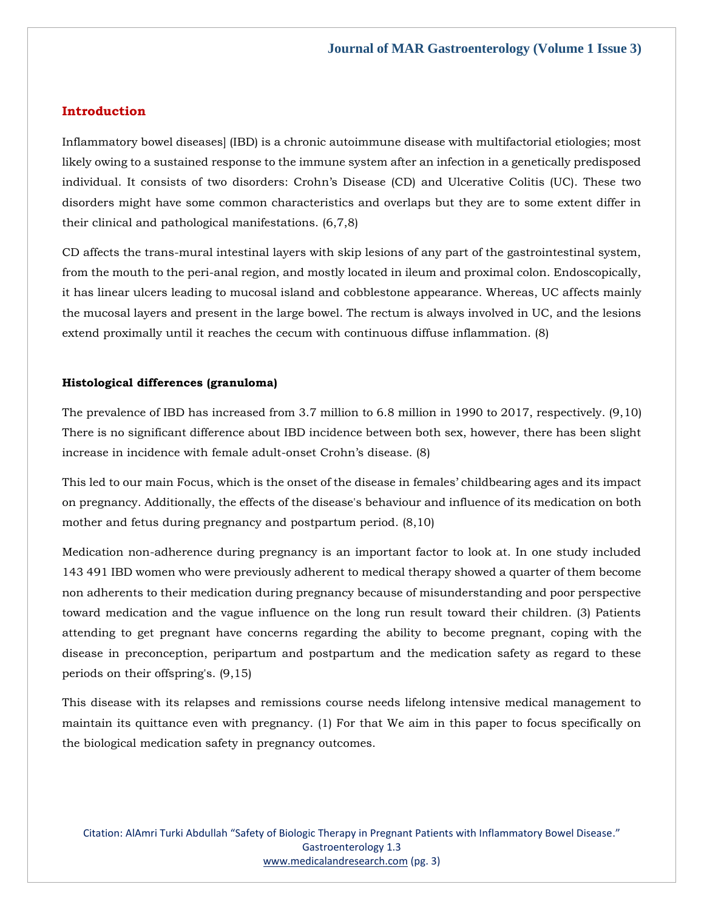## Introduction

Inflammatory bowel diseases] (IBD) is a chronic autoimmune disease with multifactorial etiologies; most likely owing to a sustained response to the immune system after an infection in a genetically predisposed individual. It consists of two disorders: Crohn's Disease (CD) and Ulcerative Colitis (UC). These two disorders might have some common characteristics and overlaps but they are to some extent differ in their clinical and pathological manifestations. (6,7,8)

CD affects the trans-mural intestinal layers with skip lesions of any part of the gastrointestinal system, from the mouth to the peri-anal region, and mostly located in ileum and proximal colon. Endoscopically, it has linear ulcers leading to mucosal island and cobblestone appearance. Whereas, UC affects mainly the mucosal layers and present in the large bowel. The rectum is always involved in UC, and the lesions extend proximally until it reaches the cecum with continuous diffuse inflammation. (8)

### Histological differences (granuloma)

The prevalence of IBD has increased from 3.7 million to 6.8 million in 1990 to 2017, respectively. (9,10) There is no significant difference about IBD incidence between both sex, however, there has been slight increase in incidence with female adult-onset Crohn's disease. (8)

This led to our main Focus, which is the onset of the disease in females' childbearing ages and its impact on pregnancy. Additionally, the effects of the disease's behaviour and influence of its medication on both mother and fetus during pregnancy and postpartum period. (8,10)

Medication non-adherence during pregnancy is an important factor to look at. In one study included 143 491 IBD women who were previously adherent to medical therapy showed a quarter of them become non adherents to their medication during pregnancy because of misunderstanding and poor perspective toward medication and the vague influence on the long run result toward their children. (3) Patients attending to get pregnant have concerns regarding the ability to become pregnant, coping with the disease in preconception, peripartum and postpartum and the medication safety as regard to these periods on their offspring's. (9,15)

This disease with its relapses and remissions course needs lifelong intensive medical management to maintain its quittance even with pregnancy. (1) For that We aim in this paper to focus specifically on the biological medication safety in pregnancy outcomes.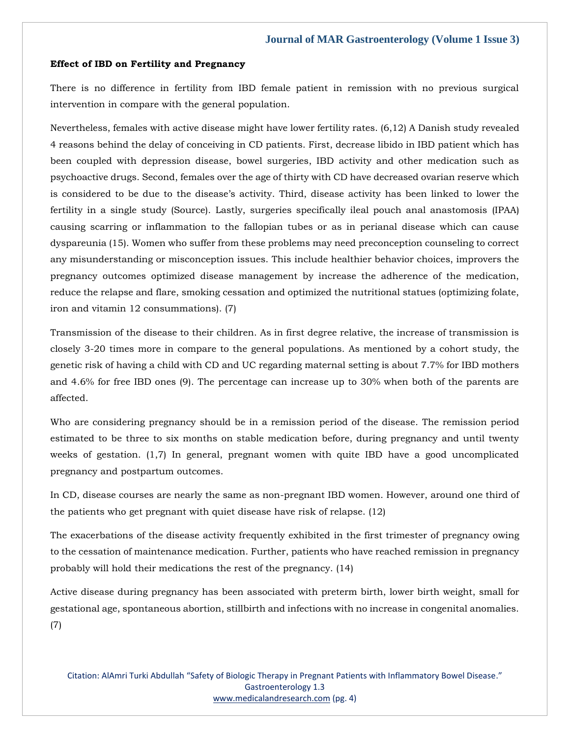**Effect of IBD on Fertility and Pregnancy**

There is no difference in fertility from IBD female patient in remission with no previous surgical intervention in compare with the general population.

Nevertheless, females with active disease might have lower fertility rates. (6,12) A Danish study revealed 4 reasons behind the delay of conceiving in CD patients. First, decrease libido in IBD patient which has been coupled with depression disease, bowel surgeries, IBD activity and other medication such as psychoactive drugs. Second, females over the age of thirty with CD have decreased ovarian reserve which is considered to be due to the disease's activity. Third, disease activity has been linked to lower the fertility in a single study (Source). Lastly, surgeries specifically ileal pouch anal anastomosis (IPAA) causing scarring or inflammation to the fallopian tubes or as in perianal disease which can cause dyspareunia (15). Women who suffer from these problems may need preconception counseling to correct any misunderstanding or misconception issues. This include healthier behavior choices, improvers the pregnancy outcomes optimized disease management by increase the adherence of the medication, reduce the relapse and flare, smoking cessation and optimized the nutritional statues (optimizing folate, iron and vitamin 12 consummations). (7)

Transmission of the disease to their children. As in first degree relative, the increase of transmission is closely 3-20 times more in compare to the general populations. As mentioned by a cohort study, the genetic risk of having a child with CD and UC regarding maternal setting is about 7.7% for IBD mothers and 4.6% for free IBD ones (9). The percentage can increase up to 30% when both of the parents are affected.

Who are considering pregnancy should be in a remission period of the disease. The remission period estimated to be three to six months on stable medication before, during pregnancy and until twenty weeks of gestation. (1,7) In general, pregnant women with quite IBD have a good uncomplicated pregnancy and postpartum outcomes.

In CD, disease courses are nearly the same as non-pregnant IBD women. However, around one third of the patients who get pregnant with quiet disease have risk of relapse. (12)

The exacerbations of the disease activity frequently exhibited in the first trimester of pregnancy owing to the cessation of maintenance medication. Further, patients who have reached remission in pregnancy probably will hold their medications the rest of the pregnancy. (14)

Active disease during pregnancy has been associated with preterm birth, lower birth weight, small for gestational age, spontaneous abortion, stillbirth and infections with no increase in congenital anomalies. (7)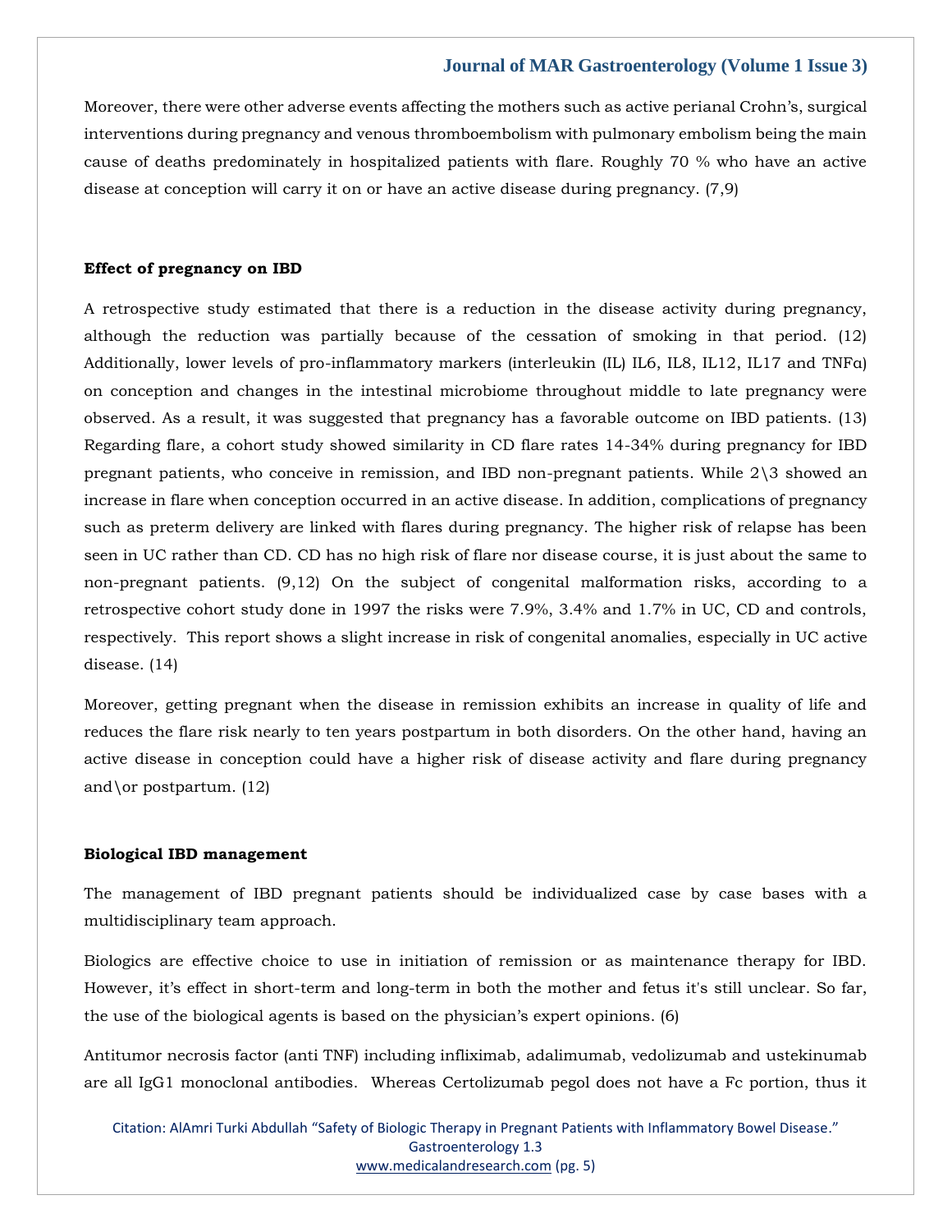Moreover, there were other adverse events affecting the mothers such as active perianal Crohn's, surgical interventions during pregnancy and venous thromboembolism with pulmonary embolism being the main cause of deaths predominately in hospitalized patients with flare. Roughly 70 % who have an active disease at conception will carry it on or have an active disease during pregnancy. (7,9)

**Effect of pregnancy on IBD**

A retrospective study estimated that there is a reduction in the disease activity during pregnancy, although the reduction was partially because of the cessation of smoking in that period. (12) Additionally, lower levels of pro-inflammatory markers (interleukin (IL) IL6, IL8, IL12, IL17 and TNFα) on conception and changes in the intestinal microbiome throughout middle to late pregnancy were observed. As a result, it was suggested that pregnancy has a favorable outcome on IBD patients. (13) Regarding flare, a cohort study showed similarity in CD flare rates 14-34% during pregnancy for IBD pregnant patients, who conceive in remission, and IBD non-pregnant patients. While 2\3 showed an increase in flare when conception occurred in an active disease. In addition, complications of pregnancy such as preterm delivery are linked with flares during pregnancy. The higher risk of relapse has been seen in UC rather than CD. CD has no high risk of flare nor disease course, it is just about the same to non-pregnant patients. (9,12) On the subject of congenital malformation risks, according to a retrospective cohort study done in 1997 the risks were 7.9%, 3.4% and 1.7% in UC, CD and controls, respectively. This report shows a slight increase in risk of congenital anomalies, especially in UC active disease. (14)

Moreover, getting pregnant when the disease in remission exhibits an increase in quality of life and reduces the flare risk nearly to ten years postpartum in both disorders. On the other hand, having an active disease in conception could have a higher risk of disease activity and flare during pregnancy and\or postpartum. (12)

**Biological IBD management**

The management of IBD pregnant patients should be individualized case by case bases with a multidisciplinary team approach.

Biologics are effective choice to use in initiation of remission or as maintenance therapy for IBD. However, it's effect in short-term and long-term in both the mother and fetus it's still unclear. So far, the use of the biological agents is based on the physician's expert opinions. (6)

Antitumor necrosis factor (anti TNF) including infliximab, adalimumab, vedolizumab and ustekinumab are all IgG1 monoclonal antibodies. Whereas Certolizumab pegol does not have a Fc portion, thus it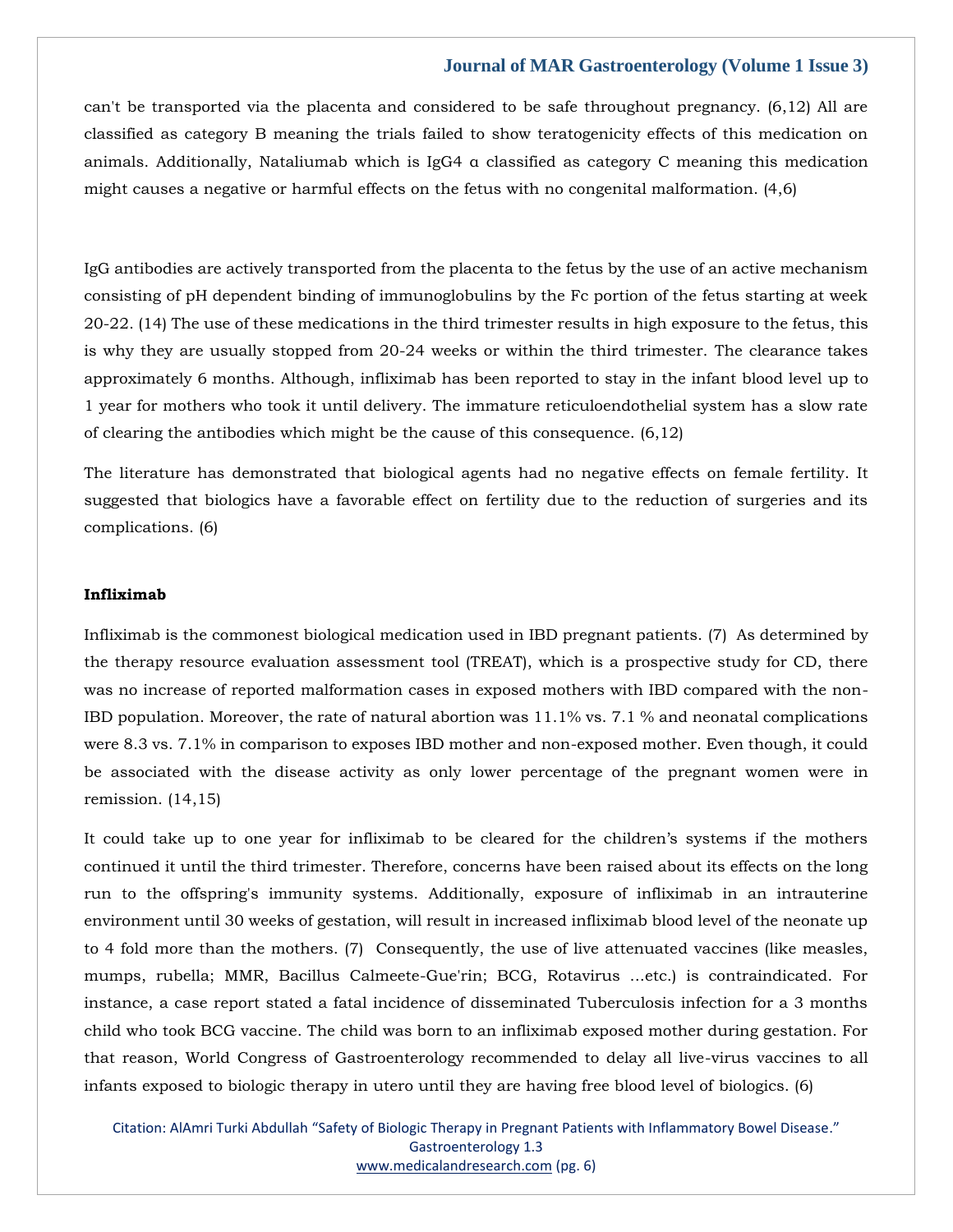can't be transported via the placenta and considered to be safe throughout pregnancy. (6,12) All are classified as category B meaning the trials failed to show teratogenicity effects of this medication on animals. Additionally, Nataliumab which is IgG4 α classified as category C meaning this medication might causes a negative or harmful effects on the fetus with no congenital malformation. (4,6)

IgG antibodies are actively transported from the placenta to the fetus by the use of an active mechanism consisting of pH dependent binding of immunoglobulins by the Fc portion of the fetus starting at week 20-22. (14) The use of these medications in the third trimester results in high exposure to the fetus, this is why they are usually stopped from 20-24 weeks or within the third trimester. The clearance takes approximately 6 months. Although, infliximab has been reported to stay in the infant blood level up to 1 year for mothers who took it until delivery. The immature reticuloendothelial system has a slow rate of clearing the antibodies which might be the cause of this consequence. (6,12)

The literature has demonstrated that biological agents had no negative effects on female fertility. It suggested that biologics have a favorable effect on fertility due to the reduction of surgeries and its complications. (6)

**Infliximab**

Infliximab is the commonest biological medication used in IBD pregnant patients. (7) As determined by the therapy resource evaluation assessment tool (TREAT), which is a prospective study for CD, there was no increase of reported malformation cases in exposed mothers with IBD compared with the non-IBD population. Moreover, the rate of natural abortion was 11.1% vs. 7.1 % and neonatal complications were 8.3 vs. 7.1% in comparison to exposes IBD mother and non-exposed mother. Even though, it could be associated with the disease activity as only lower percentage of the pregnant women were in remission. (14,15)

It could take up to one year for infliximab to be cleared for the children's systems if the mothers continued it until the third trimester. Therefore, concerns have been raised about its effects on the long run to the offspring's immunity systems. Additionally, exposure of infliximab in an intrauterine environment until 30 weeks of gestation, will result in increased infliximab blood level of the neonate up to 4 fold more than the mothers. (7) Consequently, the use of live attenuated vaccines (like measles, mumps, rubella; MMR, Bacillus Calmeete-Gue'rin; BCG, Rotavirus …etc.) is contraindicated. For instance, a case report stated a fatal incidence of disseminated Tuberculosis infection for a 3 months child who took BCG vaccine. The child was born to an infliximab exposed mother during gestation. For that reason, World Congress of Gastroenterology recommended to delay all live-virus vaccines to all infants exposed to biologic therapy in utero until they are having free blood level of biologics. (6)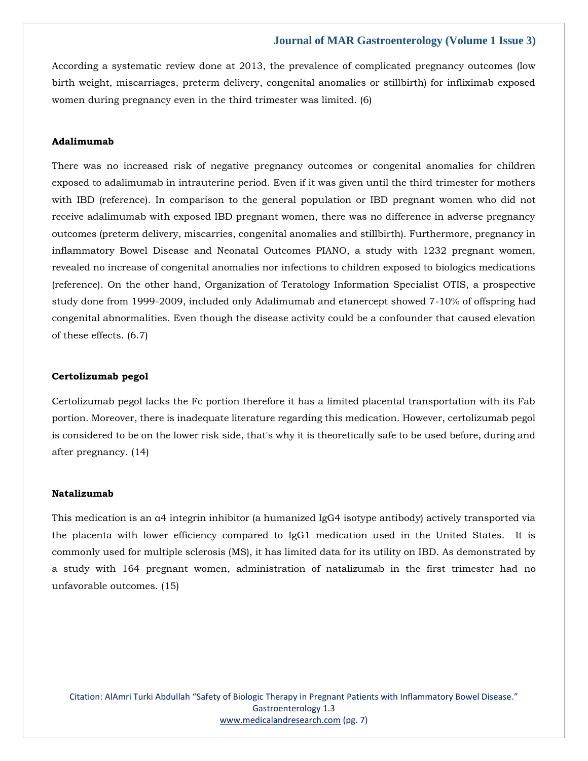According a systematic review done at 2013, the prevalence of complicated pregnancy outcomes (low birth weight, miscarriages, preterm delivery, congenital anomalies or stillbirth) for infliximab exposed women during pregnancy even in the third trimester was limited. (6)

**Adalimumab**

There was no increased risk of negative pregnancy outcomes or congenital anomalies for children exposed to adalimumab in intrauterine period. Even if it was given until the third trimester for mothers with IBD (reference). In comparison to the general population or IBD pregnant women who did not receive adalimumab with exposed IBD pregnant women, there was no difference in adverse pregnancy outcomes (preterm delivery, miscarries, congenital anomalies and stillbirth). Furthermore, pregnancy in inflammatory Bowel Disease and Neonatal Outcomes PIANO, a study with 1232 pregnant women, revealed no increase of congenital anomalies nor infections to children exposed to biologics medications (reference). On the other hand, Organization of Teratology Information Specialist OTIS, a prospective study done from 1999-2009, included only Adalimumab and etanercept showed 7-10% of offspring had congenital abnormalities. Even though the disease activity could be a confounder that caused elevation of these effects. (6.7)

**Certolizumab pegol**

Certolizumab pegol lacks the Fc portion therefore it has a limited placental transportation with its Fab portion. Moreover, there is inadequate literature regarding this medication. However, certolizumab pegol is considered to be on the lower risk side, that's why it is theoretically safe to be used before, during and after pregnancy. (14)

**Natalizumab**

This medication is an α4 integrin inhibitor (a humanized IgG4 isotype antibody) actively transported via the placenta with lower efficiency compared to IgG1 medication used in the United States. It is commonly used for multiple sclerosis (MS), it has limited data for its utility on IBD. As demonstrated by a study with 164 pregnant women, administration of natalizumab in the first trimester had no unfavorable outcomes. (15)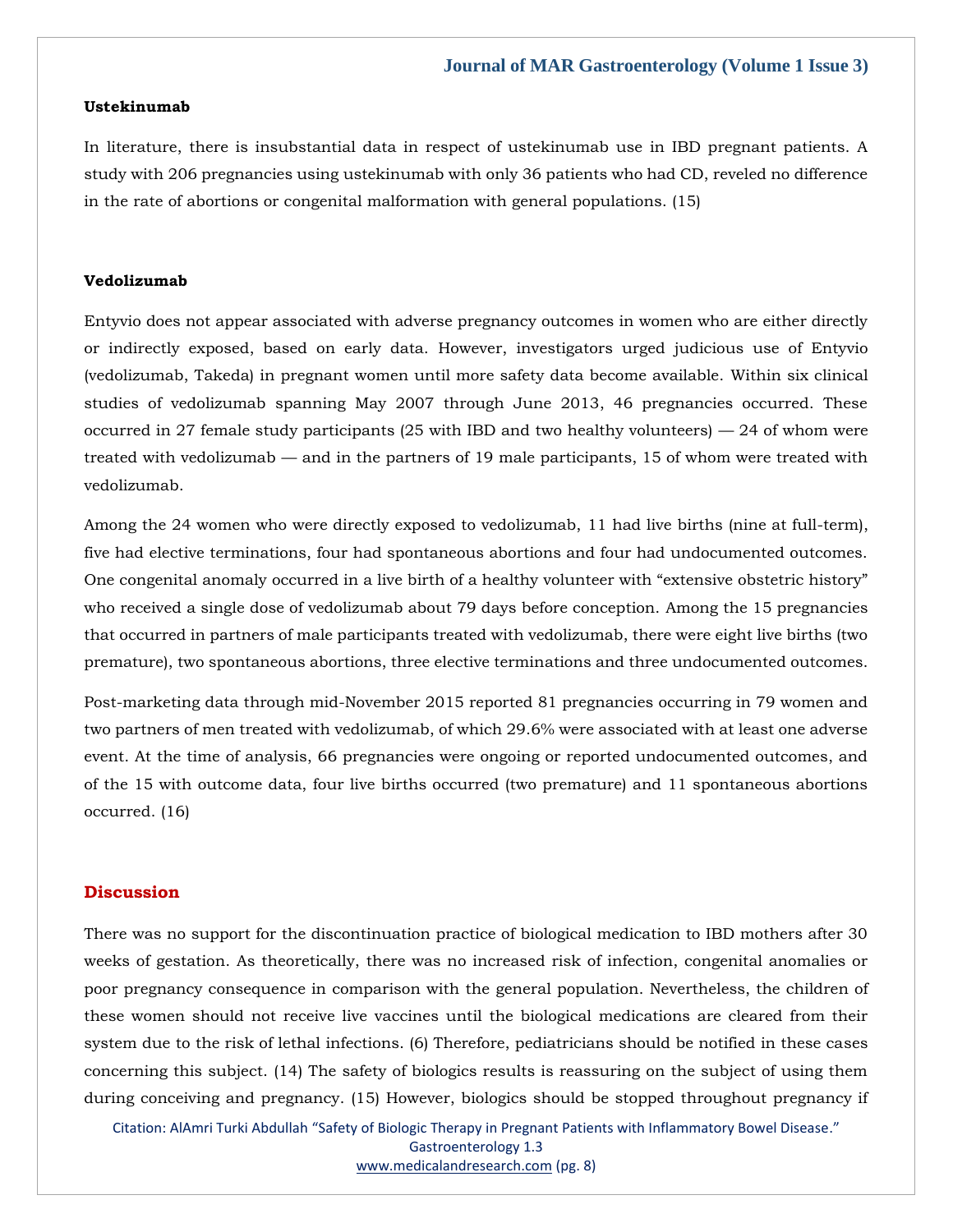### Ustekinumab

In literature, there is insubstantial data in respect of ustekinumab use in IBD pregnant patients. A study with 206 pregnancies using ustekinumab with only 36 patients who had CD, reveled no difference in the rate of abortions or congenital malformation with general populations. (15)

### Vedolizumab

Entyvio does not appear associated with adverse pregnancy outcomes in women who are either directly or indirectly exposed, based on early data. However, investigators urged judicious use of Entyvio (vedolizumab, Takeda) in pregnant women until more safety data become available. Within six clinical studies of vedolizumab spanning May 2007 through June 2013, 46 pregnancies occurred. These occurred in 27 female study participants (25 with IBD and two healthy volunteers) — 24 of whom were treated with vedolizumab — and in the partners of 19 male participants, 15 of whom were treated with vedolizumab.

Among the 24 women who were directly exposed to vedolizumab, 11 had live births (nine at full-term), five had elective terminations, four had spontaneous abortions and four had undocumented outcomes. One congenital anomaly occurred in a live birth of a healthy volunteer with "extensive obstetric history" who received a single dose of vedolizumab about 79 days before conception. Among the 15 pregnancies that occurred in partners of male participants treated with vedolizumab, there were eight live births (two premature), two spontaneous abortions, three elective terminations and three undocumented outcomes.

Post-marketing data through mid-November 2015 reported 81 pregnancies occurring in 79 women and two partners of men treated with vedolizumab, of which 29.6% were associated with at least one adverse event. At the time of analysis, 66 pregnancies were ongoing or reported undocumented outcomes, and of the 15 with outcome data, four live births occurred (two premature) and 11 spontaneous abortions occurred. (16)

## Discussion

There was no support for the discontinuation practice of biological medication to IBD mothers after 30 weeks of gestation. As theoretically, there was no increased risk of infection, congenital anomalies or poor pregnancy consequence in comparison with the general population. Nevertheless, the children of these women should not receive live vaccines until the biological medications are cleared from their system due to the risk of lethal infections. (6) Therefore, pediatricians should be notified in these cases concerning this subject. (14) The safety of biologics results is reassuring on the subject of using them during conceiving and pregnancy. (15) However, biologics should be stopped throughout pregnancy if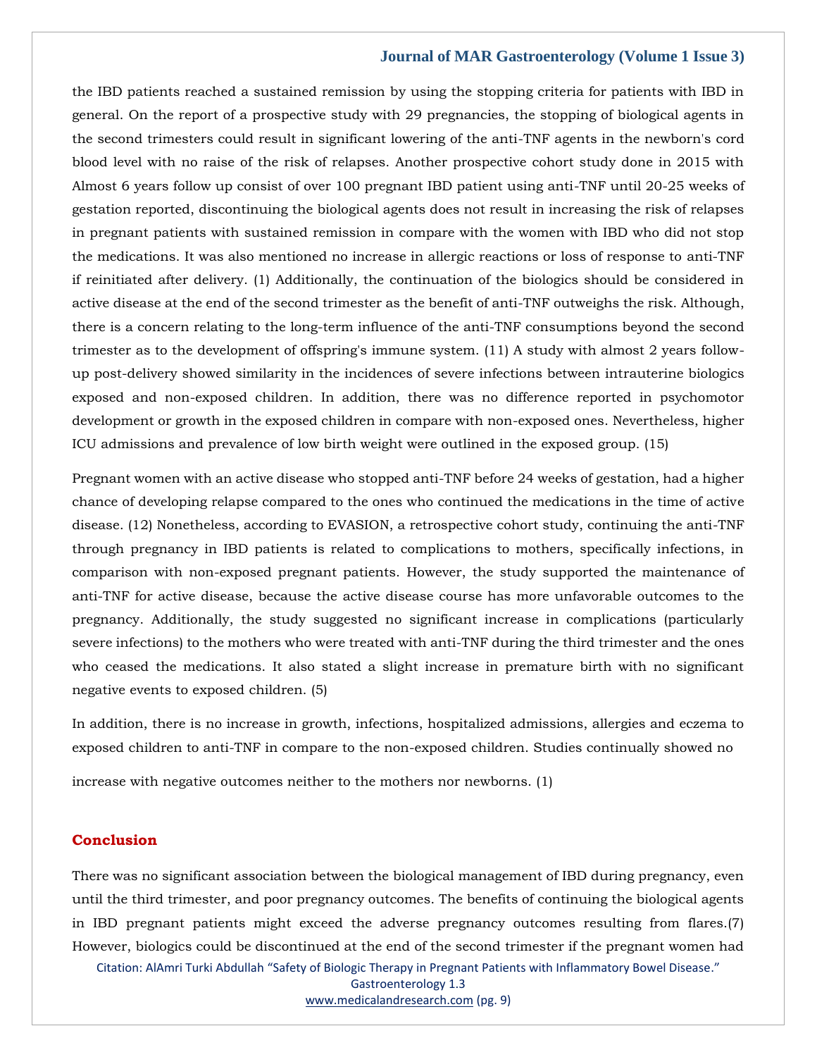the IBD patients reached a sustained remission by using the stopping criteria for patients with IBD in general. On the report of a prospective study with 29 pregnancies, the stopping of biological agents in the second trimesters could result in significant lowering of the anti-TNF agents in the newborn's cord blood level with no raise of the risk of relapses. Another prospective cohort study done in 2015 with Almost 6 years follow up consist of over 100 pregnant IBD patient using anti-TNF until 20-25 weeks of gestation reported, discontinuing the biological agents does not result in increasing the risk of relapses in pregnant patients with sustained remission in compare with the women with IBD who did not stop the medications. It was also mentioned no increase in allergic reactions or loss of response to anti-TNF if reinitiated after delivery. (1) Additionally, the continuation of the biologics should be considered in active disease at the end of the second trimester as the benefit of anti-TNF outweighs the risk. Although, there is a concern relating to the long-term influence of the anti-TNF consumptions beyond the second trimester as to the development of offspring's immune system. (11) A study with almost 2 years follow-up post-delivery showed similarity in the incidences of severe infections between intrauterine biologics exposed and non-exposed children. In addition, there was no difference reported in psychomotor development or growth in the exposed children in compare with non-exposed ones. Nevertheless, higher ICU admissions and prevalence of low birth weight were outlined in the exposed group. (15)

Pregnant women with an active disease who stopped anti-TNF before 24 weeks of gestation, had a higher chance of developing relapse compared to the ones who continued the medications in the time of active disease. (12) Nonetheless, according to EVASION, a retrospective cohort study, continuing the anti-TNF through pregnancy in IBD patients is related to complications to mothers, specifically infections, in comparison with non-exposed pregnant patients. However, the study supported the maintenance of anti-TNF for active disease, because the active disease course has more unfavorable outcomes to the pregnancy. Additionally, the study suggested no significant increase in complications (particularly severe infections) to the mothers who were treated with anti-TNF during the third trimester and the ones who ceased the medications. It also stated a slight increase in premature birth with no significant negative events to exposed children. (5)

In addition, there is no increase in growth, infections, hospitalized admissions, allergies and eczema to exposed children to anti-TNF in compare to the non-exposed children. Studies continually showed no increase with negative outcomes neither to the mothers nor newborns. (1)

## Conclusion

There was no significant association between the biological management of IBD during pregnancy, even until the third trimester, and poor pregnancy outcomes. The benefits of continuing the biological agents in IBD pregnant patients might exceed the adverse pregnancy outcomes resulting from flares.(7) However, biologics could be discontinued at the end of the second trimester if the pregnant women had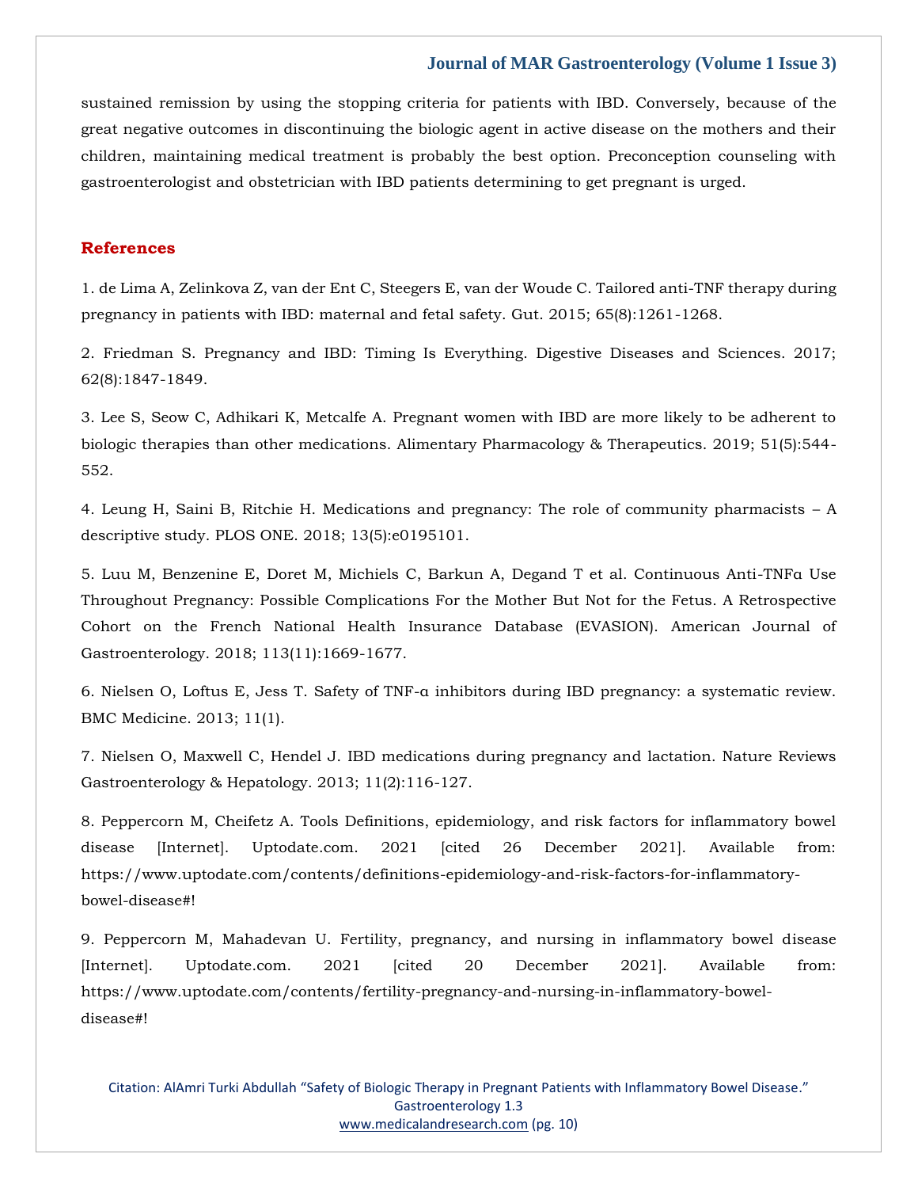sustained remission by using the stopping criteria for patients with IBD. Conversely, because of the great negative outcomes in discontinuing the biologic agent in active disease on the mothers and their children, maintaining medical treatment is probably the best option. Preconception counseling with gastroenterologist and obstetrician with IBD patients determining to get pregnant is urged.

## References

1. de Lima A, Zelinkova Z, van der Ent C, Steegers E, van der Woude C. Tailored anti-TNF therapy during pregnancy in patients with IBD: maternal and fetal safety. Gut. 2015; 65(8):1261-1268.

2. Friedman S. Pregnancy and IBD: Timing Is Everything. Digestive Diseases and Sciences. 2017; 62(8):1847-1849.

3. Lee S, Seow C, Adhikari K, Metcalfe A. Pregnant women with IBD are more likely to be adherent to biologic therapies than other medications. Alimentary Pharmacology & Therapeutics. 2019; 51(5):544-552.

4. Leung H, Saini B, Ritchie H. Medications and pregnancy: The role of community pharmacists – A descriptive study. PLOS ONE. 2018; 13(5):e0195101.

5. Luu M, Benzenine E, Doret M, Michiels C, Barkun A, Degand T et al. Continuous Anti-TNFα Use Throughout Pregnancy: Possible Complications For the Mother But Not for the Fetus. A Retrospective Cohort on the French National Health Insurance Database (EVASION). American Journal of Gastroenterology. 2018; 113(11):1669-1677.

6. Nielsen O, Loftus E, Jess T. Safety of TNF-α inhibitors during IBD pregnancy: a systematic review. BMC Medicine. 2013; 11(1).

7. Nielsen O, Maxwell C, Hendel J. IBD medications during pregnancy and lactation. Nature Reviews Gastroenterology & Hepatology. 2013; 11(2):116-127.

8. Peppercorn M, Cheifetz A. Tools Definitions, epidemiology, and risk factors for inflammatory bowel disease [Internet]. Uptodate.com. 2021 [cited 26 December 2021]. Available from: https://www.uptodate.com/contents/definitions-epidemiology-and-risk-factors-for-inflammatory-bowel-disease#!

9. Peppercorn M, Mahadevan U. Fertility, pregnancy, and nursing in inflammatory bowel disease [Internet]. Uptodate.com. 2021 [cited 20 December 2021]. Available from: https://www.uptodate.com/contents/fertility-pregnancy-and-nursing-in-inflammatory-bowel-disease#!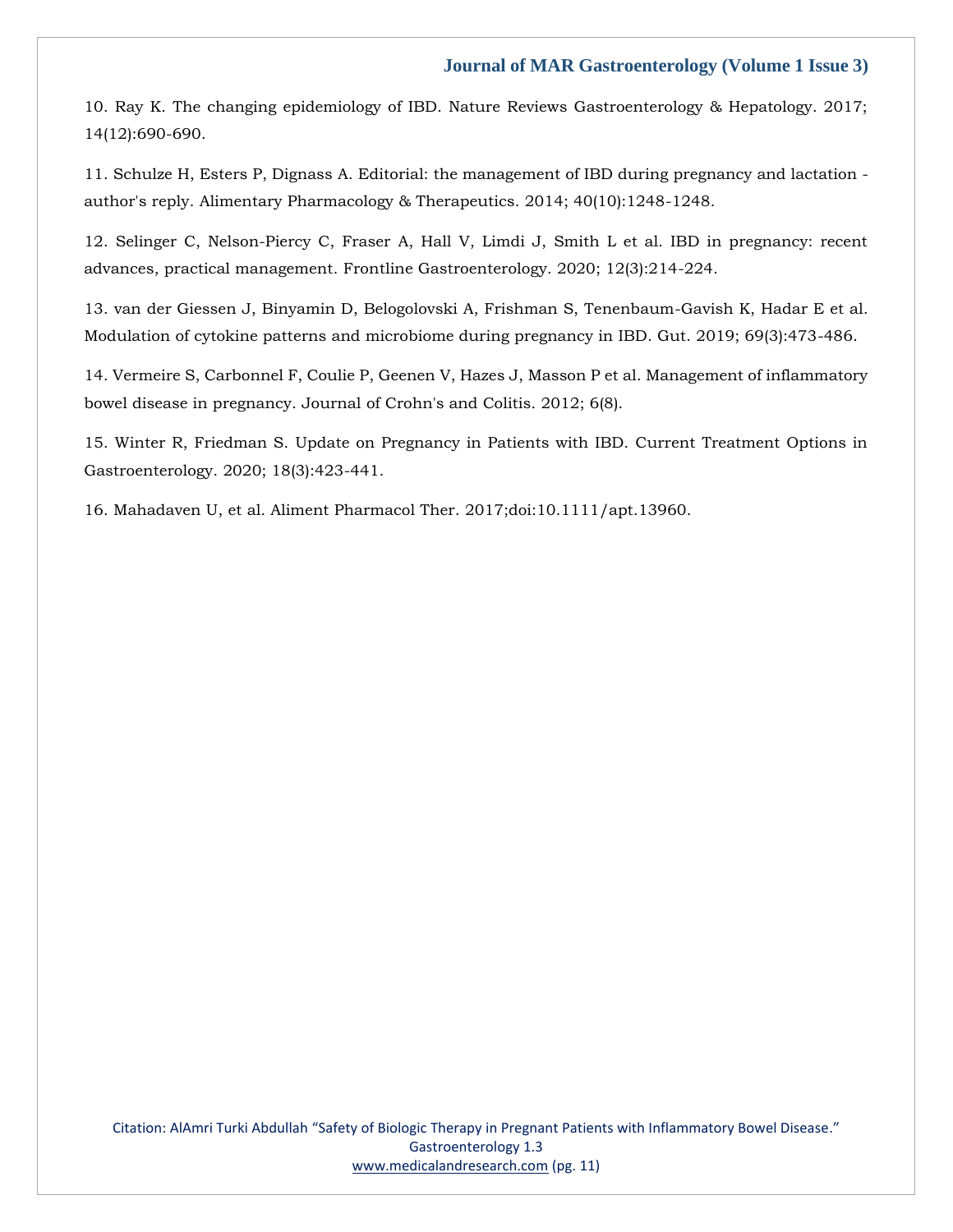10. Ray K. The changing epidemiology of IBD. Nature Reviews Gastroenterology & Hepatology. 2017; 14(12):690-690.

11. Schulze H, Esters P, Dignass A. Editorial: the management of IBD during pregnancy and lactation - author's reply. Alimentary Pharmacology & Therapeutics. 2014; 40(10):1248-1248.

12. Selinger C, Nelson-Piercy C, Fraser A, Hall V, Limdi J, Smith L et al. IBD in pregnancy: recent advances, practical management. Frontline Gastroenterology. 2020; 12(3):214-224.

13. van der Giessen J, Binyamin D, Belogolovski A, Frishman S, Tenenbaum-Gavish K, Hadar E et al. Modulation of cytokine patterns and microbiome during pregnancy in IBD. Gut. 2019; 69(3):473-486.

14. Vermeire S, Carbonnel F, Coulie P, Geenen V, Hazes J, Masson P et al. Management of inflammatory bowel disease in pregnancy. Journal of Crohn's and Colitis. 2012; 6(8).

15. Winter R, Friedman S. Update on Pregnancy in Patients with IBD. Current Treatment Options in Gastroenterology. 2020; 18(3):423-441.

16. Mahadaven U, et al. Aliment Pharmacol Ther. 2017;doi:10.1111/apt.13960.